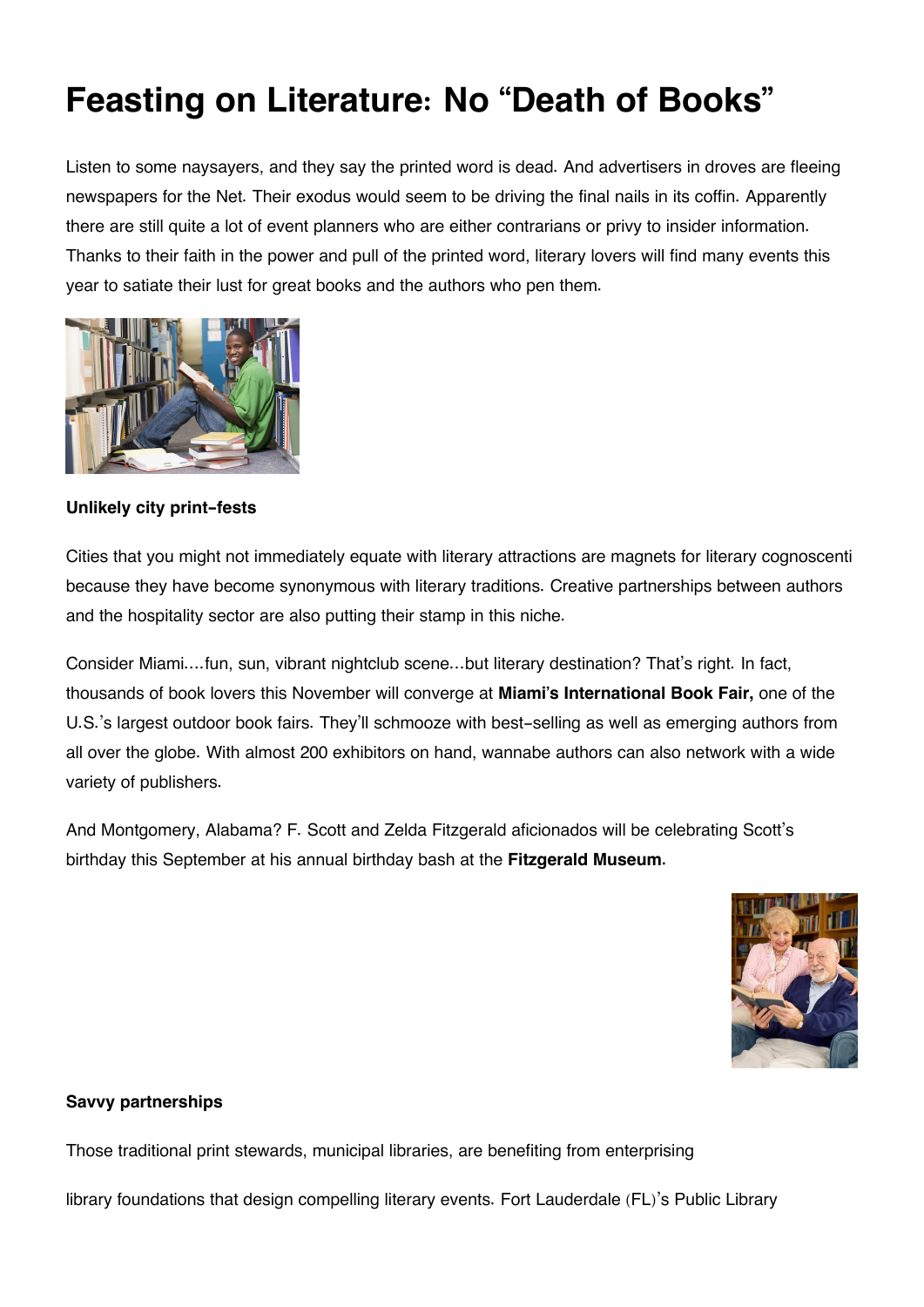# Feasting on Literature: No "Death of Books"

Listen to some naysayers, and they say the printed word is dead. And advertisers in droves are fleeing newspapers for the Net. Their exodus would seem to be driving the final nails in its coffin. Apparently there are still quite a lot of event planners who are either contrarians or privy to insider information. Thanks to their faith in the power and pull of the printed word, literary lovers will find many events this year to satiate their lust for great books and the authors who pen them.

**Unlikely city print-fests**

Cities that you might not immediately equate with literary attractions are magnets for literary cognoscenti because they have become synonymous with literary traditions. Creative partnerships between authors and the hospitality sector are also putting their stamp in this niche.

Consider Miami....fun, sun, vibrant nightclub scene...but literary destination? That's right. In fact, thousands of book lovers this November will converge at **Miami's International Book Fair,** one of the U.S.'s largest outdoor book fairs. They'll schmooze with best-selling as well as emerging authors from all over the globe. With almost 200 exhibitors on hand, wannabe authors can also network with a wide variety of publishers.

And Montgomery, Alabama? F. Scott and Zelda Fitzgerald aficionados will be celebrating Scott's birthday this September at his annual birthday bash at the **Fitzgerald Museum**.

**Savvy partnerships**

Those traditional print stewards, municipal libraries, are benefiting from enterprising

library foundations that design compelling literary events. Fort Lauderdale (FL)'s Public Library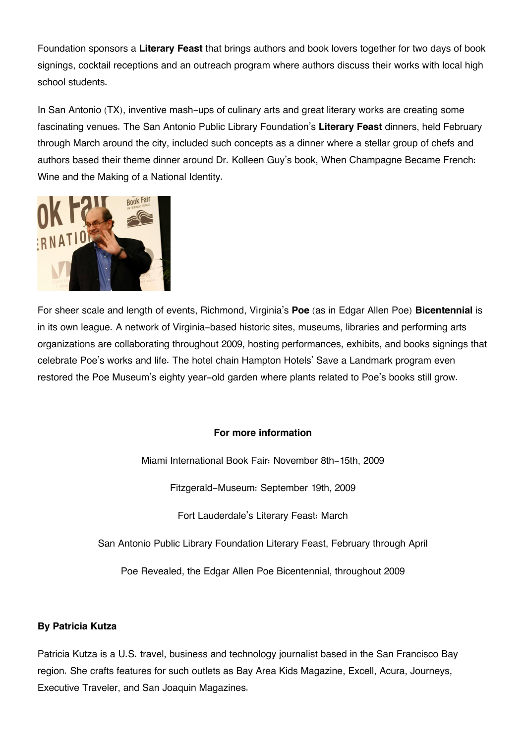Foundation sponsors a **Literary Feast** that brings authors and book lovers together for two days of book signings, cocktail receptions and an outreach program where authors discuss their works with local high school students.

In San Antonio (TX), inventive mash-ups of culinary arts and great literary works are creating some fascinating venues. The San Antonio Public Library Foundation's **Literary Feast** dinners, held February through March around the city, included such concepts as a dinner where a stellar group of chefs and authors based their theme dinner around Dr. Kolleen Guy's book, When Champagne Became French: Wine and the Making of a National Identity.

For sheer scale and length of events, Richmond, Virginia's **Poe** (as in Edgar Allen Poe) **Bicentennial** is in its own league. A network of Virginia-based historic sites, museums, libraries and performing arts organizations are collaborating throughout 2009, hosting performances, exhibits, and books signings that celebrate Poe's works and life. The hotel chain Hampton Hotels' Save a Landmark program even restored the Poe Museum's eighty year-old garden where plants related to Poe's books still grow.

**For more information**

Miami International Book Fair: November 8th-15th, 2009

Fitzgerald-Museum: September 19th, 2009

Fort Lauderdale's Literary Feast: March

San Antonio Public Library Foundation Literary Feast, February through April

Poe Revealed, the Edgar Allen Poe Bicentennial, throughout 2009

**By Patricia Kutza**

Patricia Kutza is a U.S. travel, business and technology journalist based in the San Francisco Bay region. She crafts features for such outlets as Bay Area Kids Magazine, Excell, Acura, Journeys, Executive Traveler, and San Joaquin Magazines.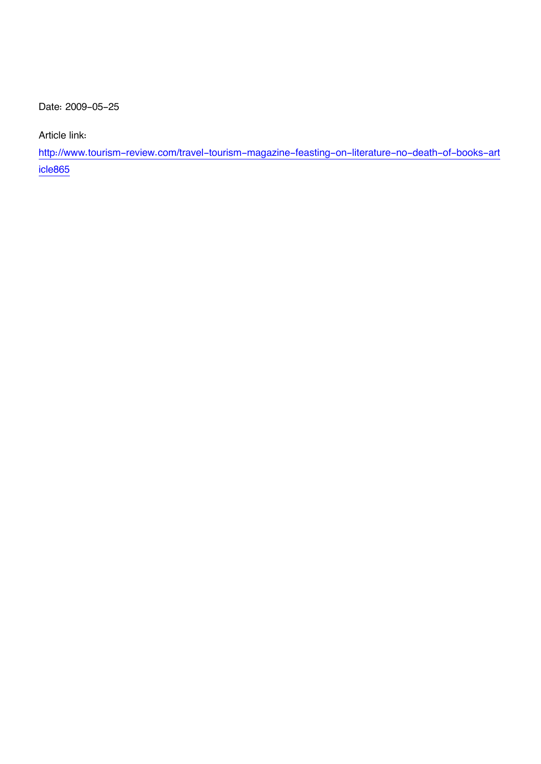Date: 2009-05-25

Article link:

http://www.tourism-review.com/travel-tourism-magazine-feasting-on-literature-no-death-of-books-article865